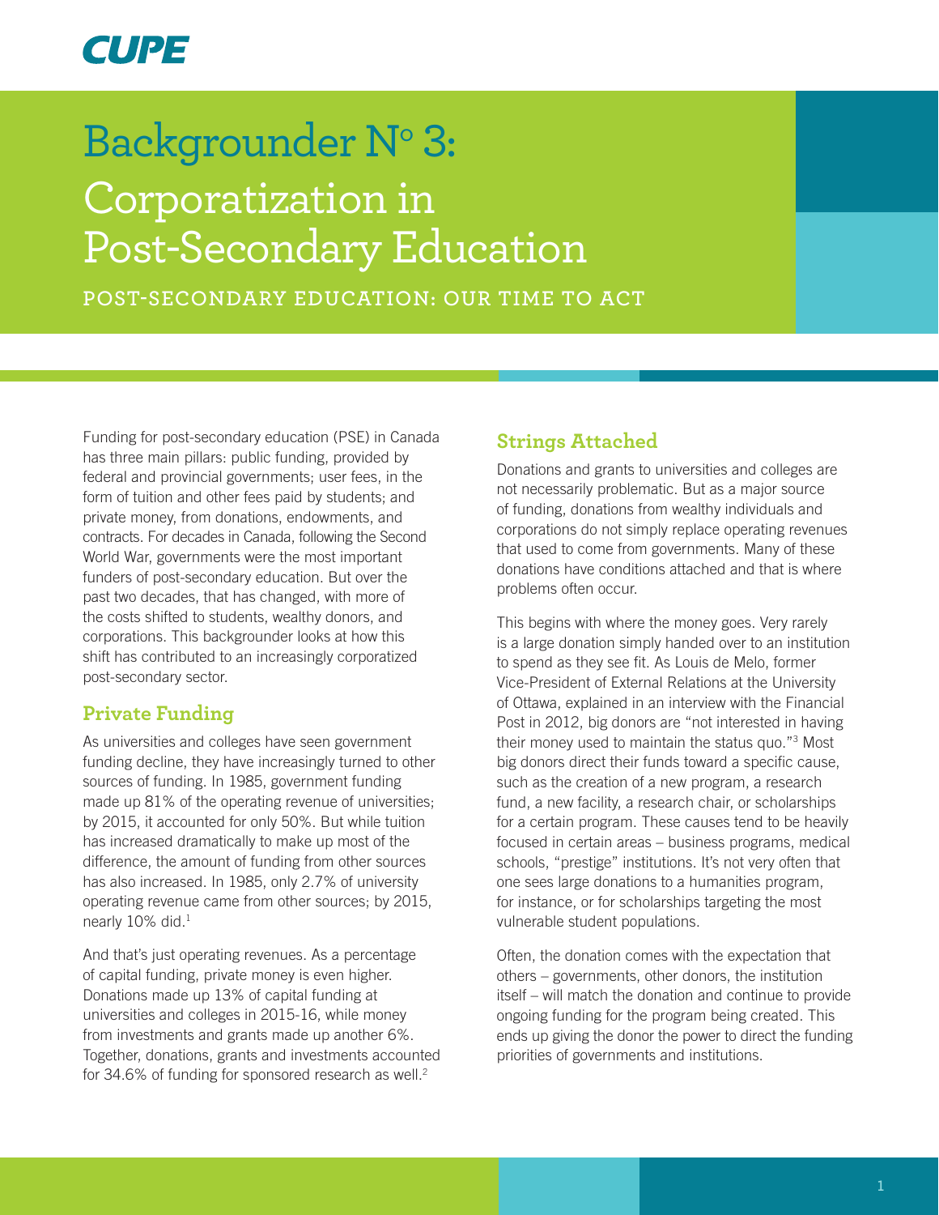CUPE

# Backgrounder N° 3: Corporatization in Post-Secondary Education

POST-SECONDARY EDUCATION: OUR TIME TO ACT

Funding for post-secondary education (PSE) in Canada has three main pillars: public funding, provided by federal and provincial governments; user fees, in the form of tuition and other fees paid by students; and private money, from donations, endowments, and contracts. For decades in Canada, following the Second World War, governments were the most important funders of post-secondary education. But over the past two decades, that has changed, with more of the costs shifted to students, wealthy donors, and corporations. This backgrounder looks at how this shift has contributed to an increasingly corporatized post-secondary sector.

## Private Funding

As universities and colleges have seen government funding decline, they have increasingly turned to other sources of funding. In 1985, government funding made up 81% of the operating revenue of universities; by 2015, it accounted for only 50%. But while tuition has increased dramatically to make up most of the difference, the amount of funding from other sources has also increased. In 1985, only 2.7% of university operating revenue came from other sources; by 2015, nearly 10% did.[1]

And that's just operating revenues. As a percentage of capital funding, private money is even higher. Donations made up 13% of capital funding at universities and colleges in 2015-16, while money from investments and grants made up another 6%. Together, donations, grants and investments accounted for 34.6% of funding for sponsored research as well.[2]

## Strings Attached

Donations and grants to universities and colleges are not necessarily problematic. But as a major source of funding, donations from wealthy individuals and corporations do not simply replace operating revenues that used to come from governments. Many of these donations have conditions attached and that is where problems often occur.

This begins with where the money goes. Very rarely is a large donation simply handed over to an institution to spend as they see fit. As Louis de Melo, former Vice-President of External Relations at the University of Ottawa, explained in an interview with the Financial Post in 2012, big donors are "not interested in having their money used to maintain the status quo."[3] Most big donors direct their funds toward a specific cause, such as the creation of a new program, a research fund, a new facility, a research chair, or scholarships for a certain program. These causes tend to be heavily focused in certain areas – business programs, medical schools, "prestige" institutions. It's not very often that one sees large donations to a humanities program, for instance, or for scholarships targeting the most vulnerable student populations.

Often, the donation comes with the expectation that others – governments, other donors, the institution itself – will match the donation and continue to provide ongoing funding for the program being created. This ends up giving the donor the power to direct the funding priorities of governments and institutions.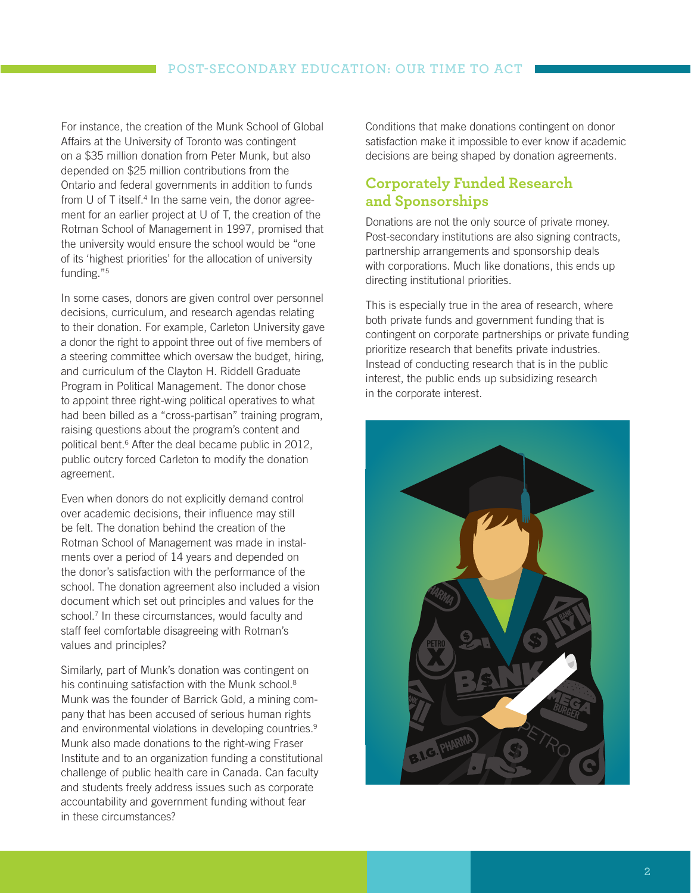For instance, the creation of the Munk School of Global Affairs at the University of Toronto was contingent on a $35 million donation from Peter Munk, but also depended on $25 million contributions from the Ontario and federal governments in addition to funds from U of T itself.[4] In the same vein, the donor agreement for an earlier project at U of T, the creation of the Rotman School of Management in 1997, promised that the university would ensure the school would be "one of its 'highest priorities' for the allocation of university funding."[5]

In some cases, donors are given control over personnel decisions, curriculum, and research agendas relating to their donation. For example, Carleton University gave a donor the right to appoint three out of five members of a steering committee which oversaw the budget, hiring, and curriculum of the Clayton H. Riddell Graduate Program in Political Management. The donor chose to appoint three right-wing political operatives to what had been billed as a "cross-partisan" training program, raising questions about the program's content and political bent.[6] After the deal became public in 2012, public outcry forced Carleton to modify the donation agreement.

Even when donors do not explicitly demand control over academic decisions, their influence may still be felt. The donation behind the creation of the Rotman School of Management was made in instalments over a period of 14 years and depended on the donor's satisfaction with the performance of the school. The donation agreement also included a vision document which set out principles and values for the school.[7] In these circumstances, would faculty and staff feel comfortable disagreeing with Rotman's values and principles?

Similarly, part of Munk's donation was contingent on his continuing satisfaction with the Munk school.[8] Munk was the founder of Barrick Gold, a mining company that has been accused of serious human rights and environmental violations in developing countries.[9] Munk also made donations to the right-wing Fraser Institute and to an organization funding a constitutional challenge of public health care in Canada. Can faculty and students freely address issues such as corporate accountability and government funding without fear in these circumstances?

Conditions that make donations contingent on donor satisfaction make it impossible to ever know if academic decisions are being shaped by donation agreements.

## Corporately Funded Research and Sponsorships

Donations are not the only source of private money. Post-secondary institutions are also signing contracts, partnership arrangements and sponsorship deals with corporations. Much like donations, this ends up directing institutional priorities.

This is especially true in the area of research, where both private funds and government funding that is contingent on corporate partnerships or private funding prioritize research that benefits private industries. Instead of conducting research that is in the public interest, the public ends up subsidizing research in the corporate interest.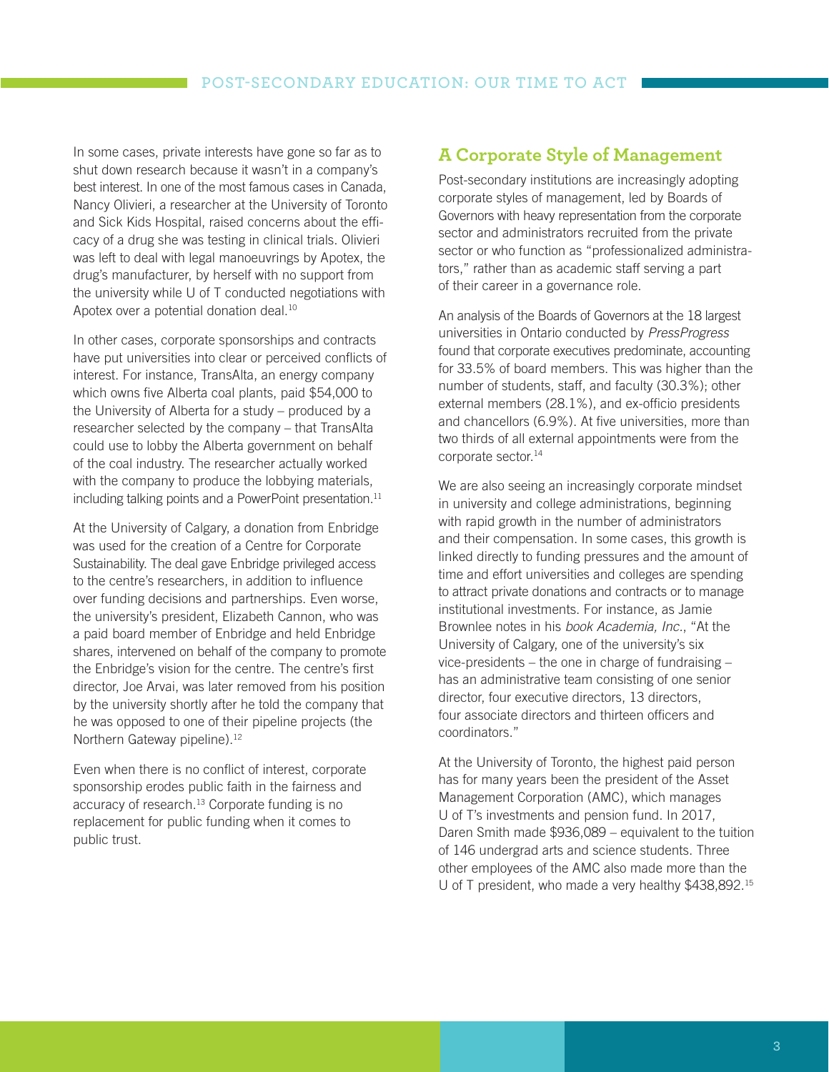In some cases, private interests have gone so far as to shut down research because it wasn't in a company's best interest. In one of the most famous cases in Canada, Nancy Olivieri, a researcher at the University of Toronto and Sick Kids Hospital, raised concerns about the efficacy of a drug she was testing in clinical trials. Olivieri was left to deal with legal manoeuvrings by Apotex, the drug's manufacturer, by herself with no support from the university while U of T conducted negotiations with Apotex over a potential donation deal.[10]

In other cases, corporate sponsorships and contracts have put universities into clear or perceived conflicts of interest. For instance, TransAlta, an energy company which owns five Alberta coal plants, paid $54,000 to the University of Alberta for a study – produced by a researcher selected by the company – that TransAlta could use to lobby the Alberta government on behalf of the coal industry. The researcher actually worked with the company to produce the lobbying materials, including talking points and a PowerPoint presentation.[11]

At the University of Calgary, a donation from Enbridge was used for the creation of a Centre for Corporate Sustainability. The deal gave Enbridge privileged access to the centre's researchers, in addition to influence over funding decisions and partnerships. Even worse, the university's president, Elizabeth Cannon, who was a paid board member of Enbridge and held Enbridge shares, intervened on behalf of the company to promote the Enbridge's vision for the centre. The centre's first director, Joe Arvai, was later removed from his position by the university shortly after he told the company that he was opposed to one of their pipeline projects (the Northern Gateway pipeline).[12]

Even when there is no conflict of interest, corporate sponsorship erodes public faith in the fairness and accuracy of research.[13] Corporate funding is no replacement for public funding when it comes to public trust.

## A Corporate Style of Management

Post-secondary institutions are increasingly adopting corporate styles of management, led by Boards of Governors with heavy representation from the corporate sector and administrators recruited from the private sector or who function as "professionalized administrators," rather than as academic staff serving a part of their career in a governance role.

An analysis of the Boards of Governors at the 18 largest universities in Ontario conducted by *PressProgress* found that corporate executives predominate, accounting for 33.5% of board members. This was higher than the number of students, staff, and faculty (30.3%); other external members (28.1%), and ex-officio presidents and chancellors (6.9%). At five universities, more than two thirds of all external appointments were from the corporate sector.[14]

We are also seeing an increasingly corporate mindset in university and college administrations, beginning with rapid growth in the number of administrators and their compensation. In some cases, this growth is linked directly to funding pressures and the amount of time and effort universities and colleges are spending to attract private donations and contracts or to manage institutional investments. For instance, as Jamie Brownlee notes in his *book Academia, Inc.*, "At the University of Calgary, one of the university's six vice-presidents – the one in charge of fundraising – has an administrative team consisting of one senior director, four executive directors, 13 directors, four associate directors and thirteen officers and coordinators."

At the University of Toronto, the highest paid person has for many years been the president of the Asset Management Corporation (AMC), which manages U of T's investments and pension fund. In 2017, Daren Smith made $936,089 – equivalent to the tuition of 146 undergrad arts and science students. Three other employees of the AMC also made more than the U of T president, who made a very healthy $438,892.[15]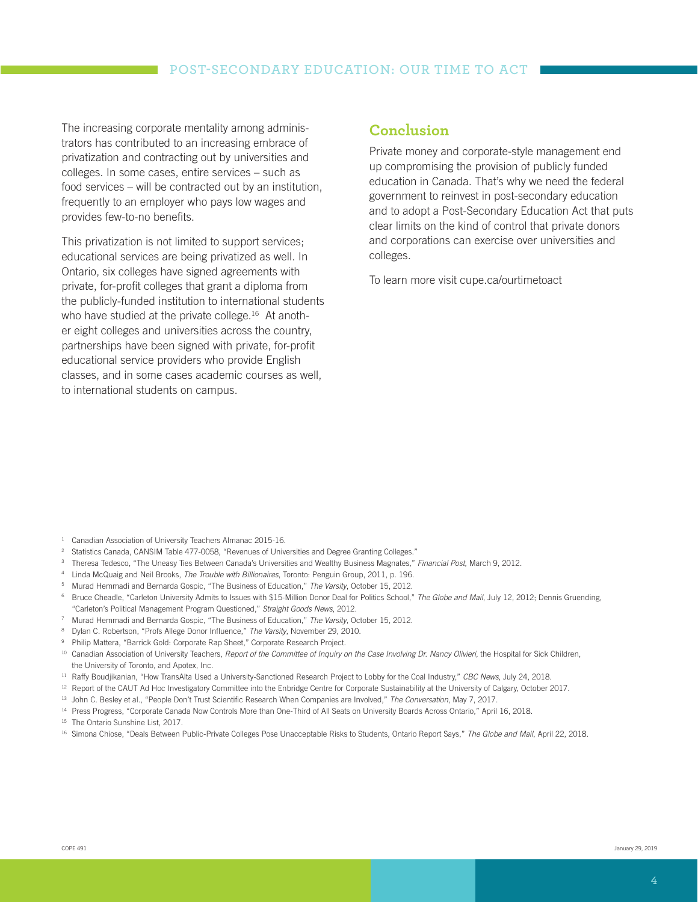The increasing corporate mentality among administrators has contributed to an increasing embrace of privatization and contracting out by universities and colleges. In some cases, entire services – such as food services – will be contracted out by an institution, frequently to an employer who pays low wages and provides few-to-no benefits.

This privatization is not limited to support services; educational services are being privatized as well. In Ontario, six colleges have signed agreements with private, for-profit colleges that grant a diploma from the publicly-funded institution to international students who have studied at the private college.[16] At another eight colleges and universities across the country, partnerships have been signed with private, for-profit educational service providers who provide English classes, and in some cases academic courses as well, to international students on campus.

## Conclusion

Private money and corporate-style management end up compromising the provision of publicly funded education in Canada. That's why we need the federal government to reinvest in post-secondary education and to adopt a Post-Secondary Education Act that puts clear limits on the kind of control that private donors and corporations can exercise over universities and colleges.

To learn more visit cupe.ca/ourtimetoact

---

1 Canadian Association of University Teachers Almanac 2015-16.

2 Statistics Canada, CANSIM Table 477-0058, "Revenues of Universities and Degree Granting Colleges."

3 Theresa Tedesco, "The Uneasy Ties Between Canada's Universities and Wealthy Business Magnates," *Financial Post*, March 9, 2012.

4 Linda McQuaig and Neil Brooks, *The Trouble with Billionaires*, Toronto: Penguin Group, 2011, p. 196.

5 Murad Hemmadi and Bernarda Gospic, "The Business of Education," *The Varsity*, October 15, 2012.

6 Bruce Cheadle, "Carleton University Admits to Issues with $15-Million Donor Deal for Politics School," *The Globe and Mail*, July 12, 2012; Dennis Gruending, "Carleton's Political Management Program Questioned," *Straight Goods News*, 2012.

7 Murad Hemmadi and Bernarda Gospic, "The Business of Education," *The Varsity*, October 15, 2012.

8 Dylan C. Robertson, "Profs Allege Donor Influence," *The Varsity*, November 29, 2010.

9 Philip Mattera, "Barrick Gold: Corporate Rap Sheet," Corporate Research Project.

10 Canadian Association of University Teachers, *Report of the Committee of Inquiry on the Case Involving Dr. Nancy Olivieri*, the Hospital for Sick Children, the University of Toronto, and Apotex, Inc.

11 Raffy Boudjikanian, "How TransAlta Used a University-Sanctioned Research Project to Lobby for the Coal Industry," *CBC News*, July 24, 2018.

12 Report of the CAUT Ad Hoc Investigatory Committee into the Enbridge Centre for Corporate Sustainability at the University of Calgary, October 2017.

13 John C. Besley et al., "People Don't Trust Scientific Research When Companies are Involved," *The Conversation*, May 7, 2017.

14 Press Progress, "Corporate Canada Now Controls More than One-Third of All Seats on University Boards Across Ontario," April 16, 2018.

15 The Ontario Sunshine List, 2017.

16 Simona Chiose, "Deals Between Public-Private Colleges Pose Unacceptable Risks to Students, Ontario Report Says," *The Globe and Mail*, April 22, 2018.

COPE 491

January 29, 2019